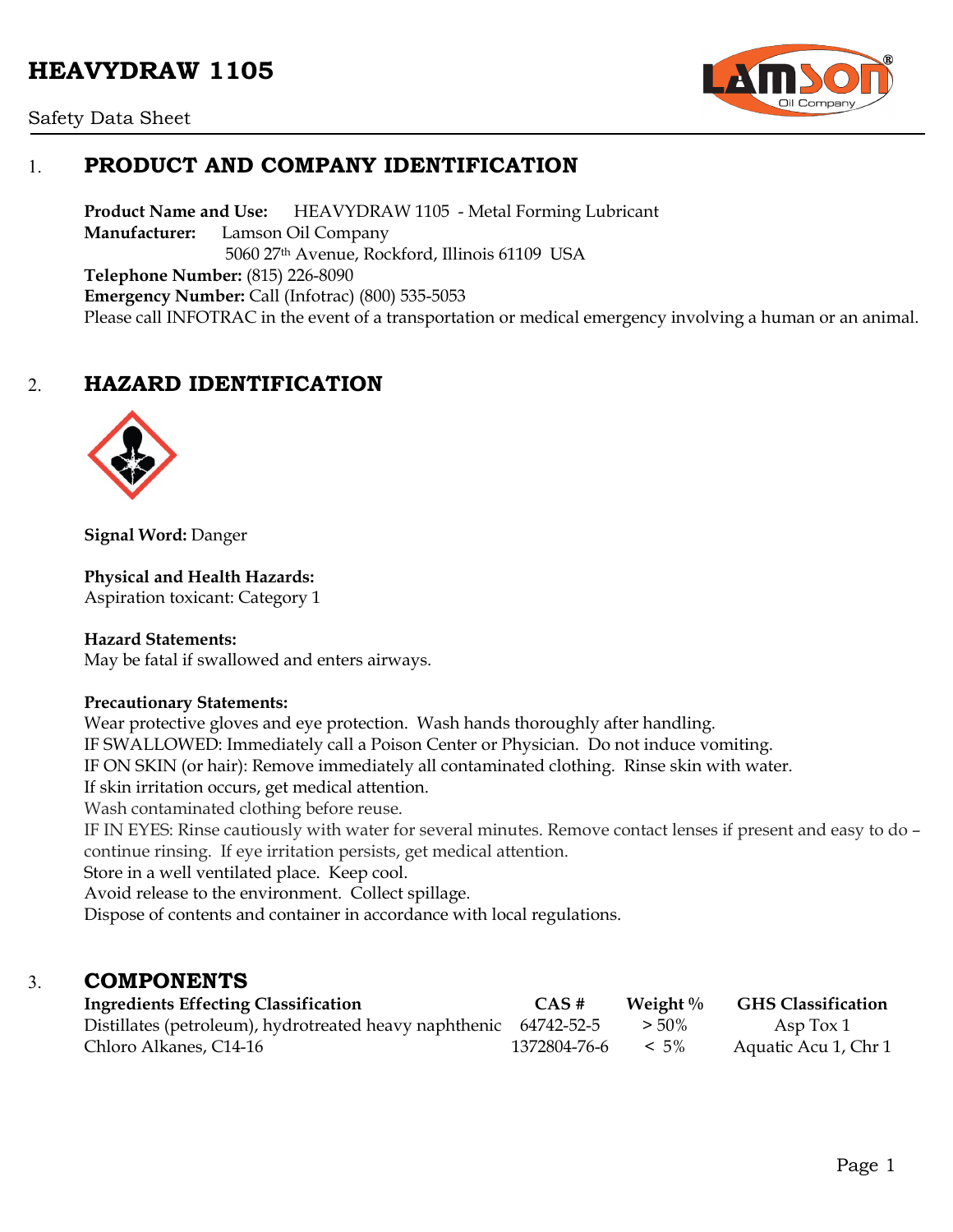# HEAVYDRAW 1105

Safety Data Sheet

## 1. PRODUCT AND COMPANY IDENTIFICATION

**Product Name and Use:** HEAVYDRAW 1105 - Metal Forming Lubricant
**Manufacturer:** Lamson Oil Company
5060 27th Avenue, Rockford, Illinois 61109 USA
**Telephone Number:** (815) 226-8090
**Emergency Number:** Call (Infotrac) (800) 535-5053
Please call INFOTRAC in the event of a transportation or medical emergency involving a human or an animal.

## 2. HAZARD IDENTIFICATION

**Signal Word:** Danger

**Physical and Health Hazards:**
Aspiration toxicant: Category 1

**Hazard Statements:**
May be fatal if swallowed and enters airways.

**Precautionary Statements:**
Wear protective gloves and eye protection. Wash hands thoroughly after handling.
IF SWALLOWED: Immediately call a Poison Center or Physician. Do not induce vomiting.
IF ON SKIN (or hair): Remove immediately all contaminated clothing. Rinse skin with water.
If skin irritation occurs, get medical attention.
Wash contaminated clothing before reuse.
IF IN EYES: Rinse cautiously with water for several minutes. Remove contact lenses if present and easy to do – continue rinsing. If eye irritation persists, get medical attention.
Store in a well ventilated place. Keep cool.
Avoid release to the environment. Collect spillage.
Dispose of contents and container in accordance with local regulations.

## 3. COMPONENTS

| Ingredients Effecting Classification | CAS # | Weight % | GHS Classification |
|---|---|---|---|
| Distillates (petroleum), hydrotreated heavy naphthenic | 64742-52-5 | > 50% | Asp Tox 1 |
| Chloro Alkanes, C14-16 | 1372804-76-6 | < 5% | Aquatic Acu 1, Chr 1 |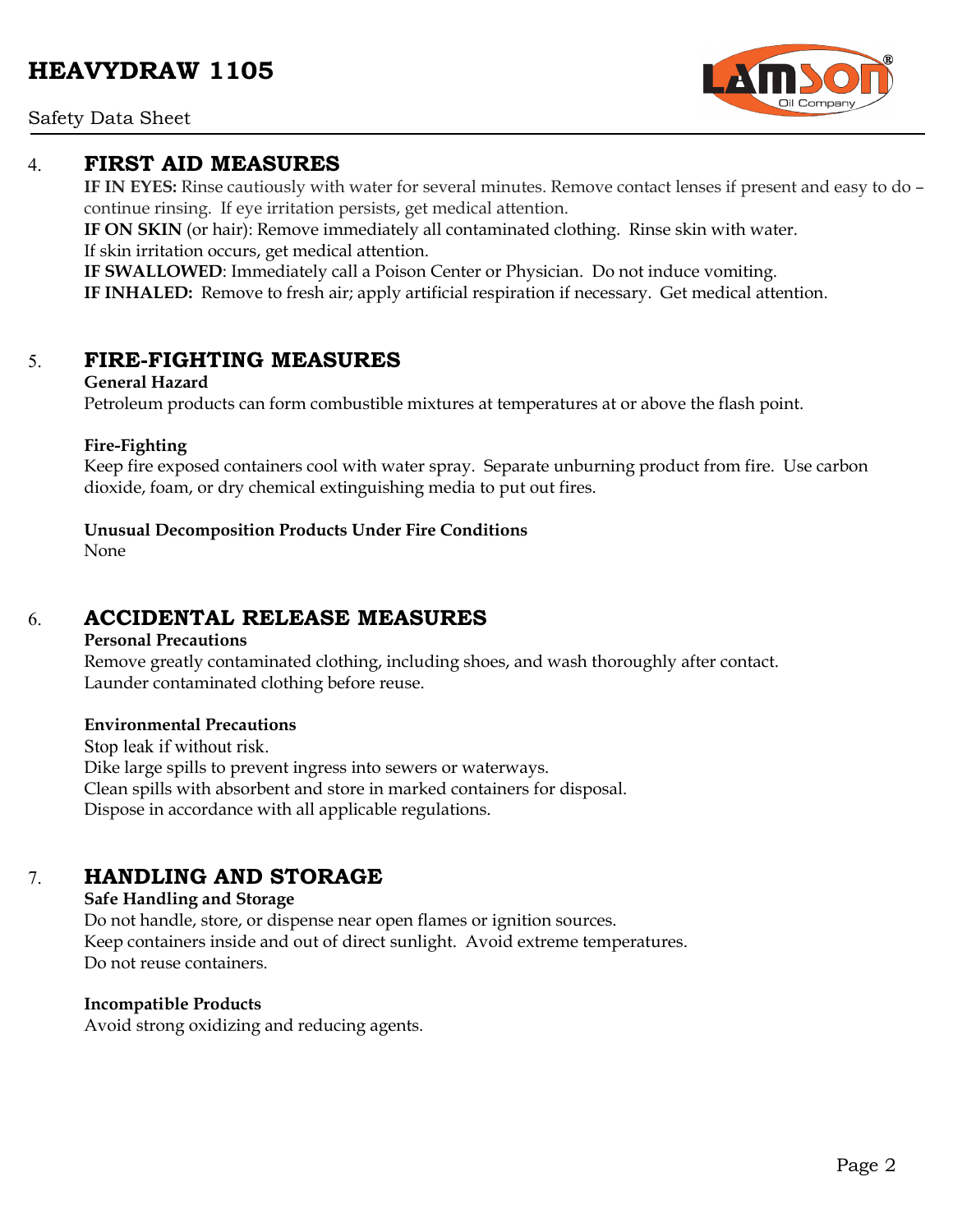## 4. FIRST AID MEASURES

**IF IN EYES:** Rinse cautiously with water for several minutes. Remove contact lenses if present and easy to do – continue rinsing. If eye irritation persists, get medical attention.
**IF ON SKIN** (or hair): Remove immediately all contaminated clothing. Rinse skin with water.
If skin irritation occurs, get medical attention.
**IF SWALLOWED**: Immediately call a Poison Center or Physician. Do not induce vomiting.
**IF INHALED:** Remove to fresh air; apply artificial respiration if necessary. Get medical attention.

## 5. FIRE-FIGHTING MEASURES

**General Hazard**
Petroleum products can form combustible mixtures at temperatures at or above the flash point.

**Fire-Fighting**
Keep fire exposed containers cool with water spray. Separate unburning product from fire. Use carbon dioxide, foam, or dry chemical extinguishing media to put out fires.

**Unusual Decomposition Products Under Fire Conditions**
None

## 6. ACCIDENTAL RELEASE MEASURES

**Personal Precautions**
Remove greatly contaminated clothing, including shoes, and wash thoroughly after contact.
Launder contaminated clothing before reuse.

**Environmental Precautions**
Stop leak if without risk.
Dike large spills to prevent ingress into sewers or waterways.
Clean spills with absorbent and store in marked containers for disposal.
Dispose in accordance with all applicable regulations.

## 7. HANDLING AND STORAGE

**Safe Handling and Storage**
Do not handle, store, or dispense near open flames or ignition sources.
Keep containers inside and out of direct sunlight. Avoid extreme temperatures.
Do not reuse containers.

**Incompatible Products**
Avoid strong oxidizing and reducing agents.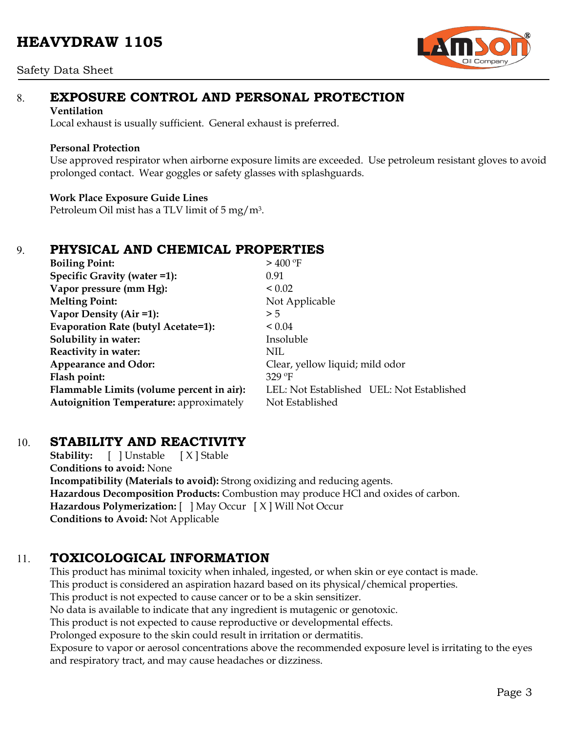## 8. EXPOSURE CONTROL AND PERSONAL PROTECTION

**Ventilation**

Local exhaust is usually sufficient. General exhaust is preferred.

**Personal Protection**

Use approved respirator when airborne exposure limits are exceeded. Use petroleum resistant gloves to avoid prolonged contact. Wear goggles or safety glasses with splashguards.

**Work Place Exposure Guide Lines**

Petroleum Oil mist has a TLV limit of 5 $mg/m^3$.

## 9. PHYSICAL AND CHEMICAL PROPERTIES

| | |
|---|---|
| **Boiling Point:** | > 400 ºF |
| **Specific Gravity (water =1):** | 0.91 |
| **Vapor pressure (mm Hg):** | < 0.02 |
| **Melting Point:** | Not Applicable |
| **Vapor Density (Air =1):** | > 5 |
| **Evaporation Rate (butyl Acetate=1):** | < 0.04 |
| **Solubility in water:** | Insoluble |
| **Reactivity in water:** | NIL |
| **Appearance and Odor:** | Clear, yellow liquid; mild odor |
| **Flash point:** | 329 ºF |
| **Flammable Limits (volume percent in air):** | LEL: Not Established UEL: Not Established |
| **Autoignition Temperature:** approximately | Not Established |

## 10. STABILITY AND REACTIVITY

**Stability:** [ ] Unstable [ X ] Stable

**Conditions to avoid:** None

**Incompatibility (Materials to avoid):** Strong oxidizing and reducing agents.

**Hazardous Decomposition Products:** Combustion may produce HCl and oxides of carbon.

**Hazardous Polymerization:** [ ] May Occur [ X ] Will Not Occur

**Conditions to Avoid:** Not Applicable

## 11. TOXICOLOGICAL INFORMATION

This product has minimal toxicity when inhaled, ingested, or when skin or eye contact is made.
This product is considered an aspiration hazard based on its physical/chemical properties.
This product is not expected to cause cancer or to be a skin sensitizer.
No data is available to indicate that any ingredient is mutagenic or genotoxic.
This product is not expected to cause reproductive or developmental effects.
Prolonged exposure to the skin could result in irritation or dermatitis.
Exposure to vapor or aerosol concentrations above the recommended exposure level is irritating to the eyes and respiratory tract, and may cause headaches or dizziness.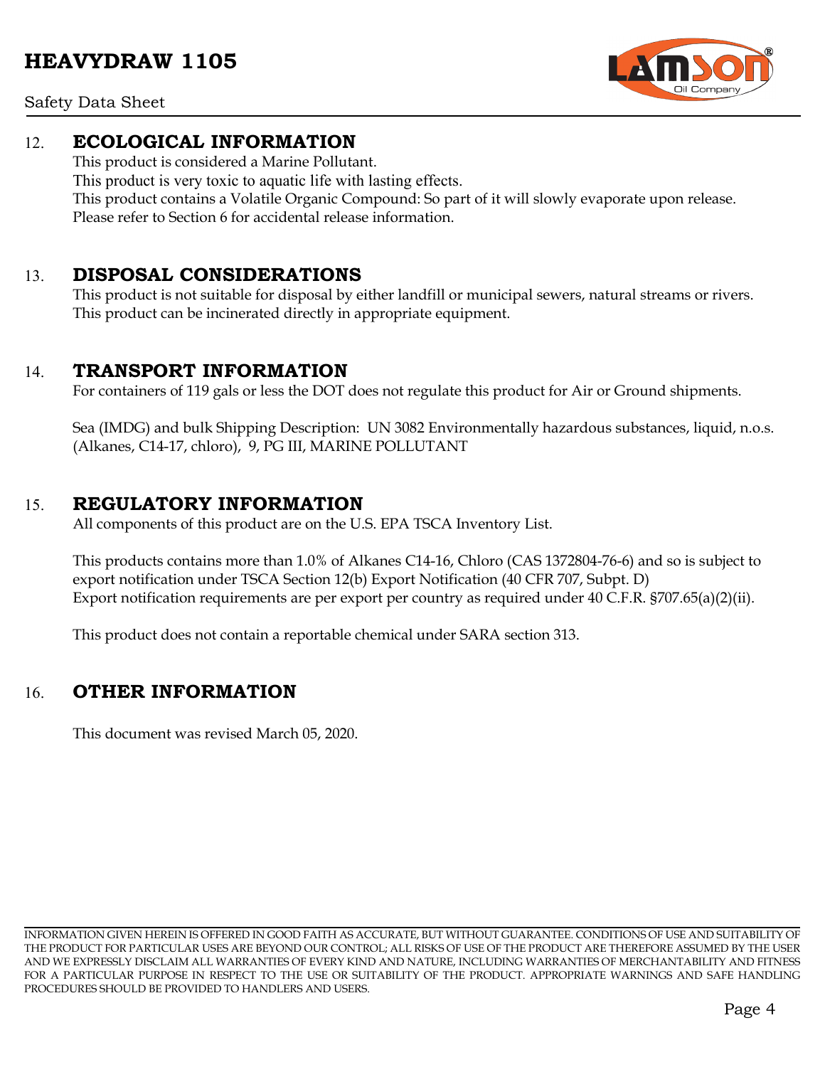## 12. ECOLOGICAL INFORMATION

This product is considered a Marine Pollutant.
This product is very toxic to aquatic life with lasting effects.
This product contains a Volatile Organic Compound: So part of it will slowly evaporate upon release.
Please refer to Section 6 for accidental release information.

## 13. DISPOSAL CONSIDERATIONS

This product is not suitable for disposal by either landfill or municipal sewers, natural streams or rivers.
This product can be incinerated directly in appropriate equipment.

## 14. TRANSPORT INFORMATION

For containers of 119 gals or less the DOT does not regulate this product for Air or Ground shipments.

Sea (IMDG) and bulk Shipping Description: UN 3082 Environmentally hazardous substances, liquid, n.o.s. (Alkanes, C14-17, chloro), 9, PG III, MARINE POLLUTANT

## 15. REGULATORY INFORMATION

All components of this product are on the U.S. EPA TSCA Inventory List.

This products contains more than 1.0% of Alkanes C14-16, Chloro (CAS 1372804-76-6) and so is subject to export notification under TSCA Section 12(b) Export Notification (40 CFR 707, Subpt. D)
Export notification requirements are per export per country as required under 40 C.F.R. §707.65(a)(2)(ii).

This product does not contain a reportable chemical under SARA section 313.

## 16. OTHER INFORMATION

This document was revised March 05, 2020.

INFORMATION GIVEN HEREIN IS OFFERED IN GOOD FAITH AS ACCURATE, BUT WITHOUT GUARANTEE. CONDITIONS OF USE AND SUITABILITY OF THE PRODUCT FOR PARTICULAR USES ARE BEYOND OUR CONTROL; ALL RISKS OF USE OF THE PRODUCT ARE THEREFORE ASSUMED BY THE USER AND WE EXPRESSLY DISCLAIM ALL WARRANTIES OF EVERY KIND AND NATURE, INCLUDING WARRANTIES OF MERCHANTABILITY AND FITNESS FOR A PARTICULAR PURPOSE IN RESPECT TO THE USE OR SUITABILITY OF THE PRODUCT. APPROPRIATE WARNINGS AND SAFE HANDLING PROCEDURES SHOULD BE PROVIDED TO HANDLERS AND USERS.